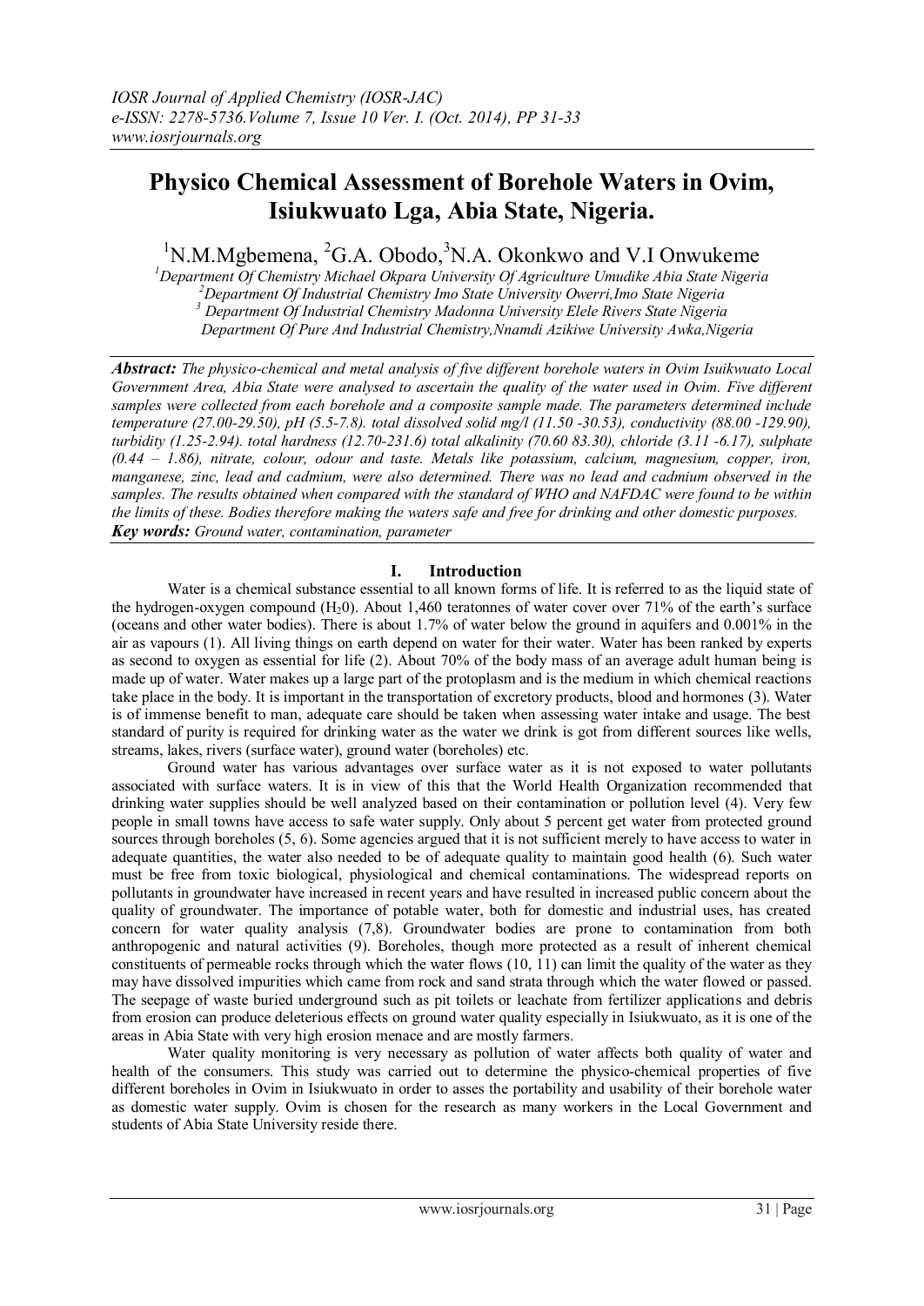# Physico Chemical Assessment of Borehole Waters in Ovim, Isiukwuato Lga, Abia State, Nigeria.

[1]N.M.Mgbemena, [2]G.A. Obodo,[3]N.A. Okonkwo and V.I Onwukeme

*[1]Department Of Chemistry Michael Okpara University Of Agriculture Umudike Abia State Nigeria*
*[2]Department Of Industrial Chemistry Imo State University Owerri,Imo State Nigeria*
*[3] Department Of Industrial Chemistry Madonna University Elele Rivers State Nigeria*
*Department Of Pure And Industrial Chemistry,Nnamdi Azikiwe University Awka,Nigeria*

***Abstract:*** *The physico-chemical and metal analysis of five different borehole waters in Ovim Isuikwuato Local Government Area, Abia State were analysed to ascertain the quality of the water used in Ovim. Five different samples were collected from each borehole and a composite sample made. The parameters determined include temperature (27.00-29.50), pH (5.5-7.8). total dissolved solid mg/l (11.50 -30.53), conductivity (88.00 -129.90), turbidity (1.25-2.94). total hardness (12.70-231.6) total alkalinity (70.60 83.30), chloride (3.11 -6.17), sulphate (0.44 – 1.86), nitrate, colour, odour and taste. Metals like potassium, calcium, magnesium, copper, iron, manganese, zinc, lead and cadmium, were also determined. There was no lead and cadmium observed in the samples. The results obtained when compared with the standard of WHO and NAFDAC were found to be within the limits of these. Bodies therefore making the waters safe and free for drinking and other domestic purposes.*

***Key words:*** *Ground water, contamination, parameter*

## I. Introduction

Water is a chemical substance essential to all known forms of life. It is referred to as the liquid state of the hydrogen-oxygen compound ($H_2 0$). About 1,460 teratonnes of water cover over 71% of the earth's surface (oceans and other water bodies). There is about 1.7% of water below the ground in aquifers and 0.001% in the air as vapours (1). All living things on earth depend on water for their water. Water has been ranked by experts as second to oxygen as essential for life (2). About 70% of the body mass of an average adult human being is made up of water. Water makes up a large part of the protoplasm and is the medium in which chemical reactions take place in the body. It is important in the transportation of excretory products, blood and hormones (3). Water is of immense benefit to man, adequate care should be taken when assessing water intake and usage. The best standard of purity is required for drinking water as the water we drink is got from different sources like wells, streams, lakes, rivers (surface water), ground water (boreholes) etc.

Ground water has various advantages over surface water as it is not exposed to water pollutants associated with surface waters. It is in view of this that the World Health Organization recommended that drinking water supplies should be well analyzed based on their contamination or pollution level (4). Very few people in small towns have access to safe water supply. Only about 5 percent get water from protected ground sources through boreholes (5, 6). Some agencies argued that it is not sufficient merely to have access to water in adequate quantities, the water also needed to be of adequate quality to maintain good health (6). Such water must be free from toxic biological, physiological and chemical contaminations. The widespread reports on pollutants in groundwater have increased in recent years and have resulted in increased public concern about the quality of groundwater. The importance of potable water, both for domestic and industrial uses, has created concern for water quality analysis (7,8). Groundwater bodies are prone to contamination from both anthropogenic and natural activities (9). Boreholes, though more protected as a result of inherent chemical constituents of permeable rocks through which the water flows (10, 11) can limit the quality of the water as they may have dissolved impurities which came from rock and sand strata through which the water flowed or passed. The seepage of waste buried underground such as pit toilets or leachate from fertilizer applications and debris from erosion can produce deleterious effects on ground water quality especially in Isiukwuato, as it is one of the areas in Abia State with very high erosion menace and are mostly farmers.

Water quality monitoring is very necessary as pollution of water affects both quality of water and health of the consumers. This study was carried out to determine the physico-chemical properties of five different boreholes in Ovim in Isiukwuato in order to asses the portability and usability of their borehole water as domestic water supply. Ovim is chosen for the research as many workers in the Local Government and students of Abia State University reside there.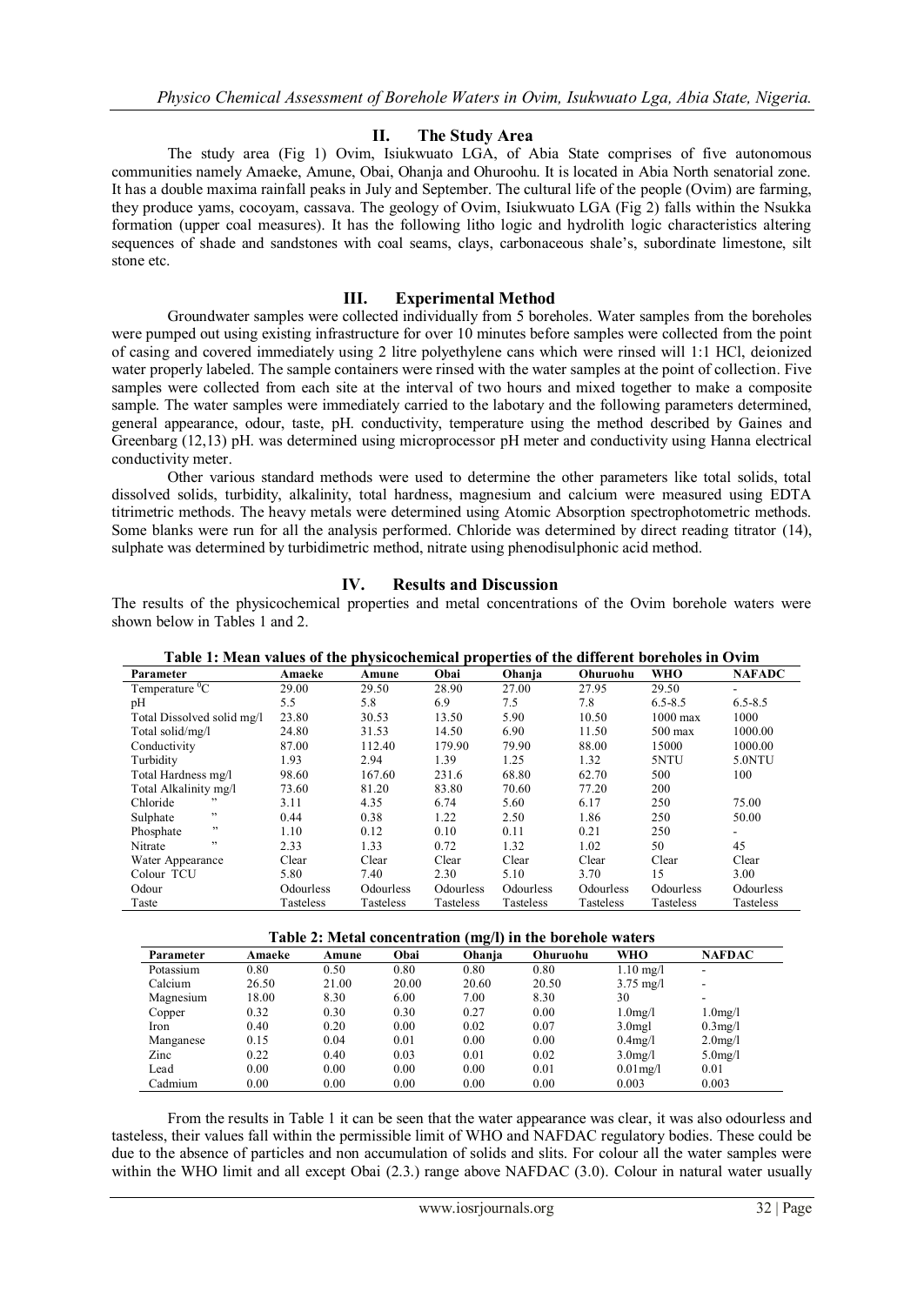## II. The Study Area

The study area (Fig 1) Ovim, Isiukwuato LGA, of Abia State comprises of five autonomous communities namely Amaeke, Amune, Obai, Ohanja and Ohuroohu. It is located in Abia North senatorial zone. It has a double maxima rainfall peaks in July and September. The cultural life of the people (Ovim) are farming, they produce yams, cocoyam, cassava. The geology of Ovim, Isiukwuato LGA (Fig 2) falls within the Nsukka formation (upper coal measures). It has the following litho logic and hydrolith logic characteristics altering sequences of shade and sandstones with coal seams, clays, carbonaceous shale's, subordinate limestone, silt stone etc.

## III. Experimental Method

Groundwater samples were collected individually from 5 boreholes. Water samples from the boreholes were pumped out using existing infrastructure for over 10 minutes before samples were collected from the point of casing and covered immediately using 2 litre polyethylene cans which were rinsed will 1:1 HCl, deionized water properly labeled. The sample containers were rinsed with the water samples at the point of collection. Five samples were collected from each site at the interval of two hours and mixed together to make a composite sample. The water samples were immediately carried to the labotary and the following parameters determined, general appearance, odour, taste, pH. conductivity, temperature using the method described by Gaines and Greenbarg (12,13) pH. was determined using microprocessor pH meter and conductivity using Hanna electrical conductivity meter.

Other various standard methods were used to determine the other parameters like total solids, total dissolved solids, turbidity, alkalinity, total hardness, magnesium and calcium were measured using EDTA titrimetric methods. The heavy metals were determined using Atomic Absorption spectrophotometric methods. Some blanks were run for all the analysis performed. Chloride was determined by direct reading titrator (14), sulphate was determined by turbidimetric method, nitrate using phenodisulphonic acid method.

## IV. Results and Discussion

The results of the physicochemical properties and metal concentrations of the Ovim borehole waters were shown below in Tables 1 and 2.

**Table 1: Mean values of the physicochemical properties of the different boreholes in Ovim**

| Parameter | Amaeke | Amune | Obai | Ohanja | Ohuruohu | WHO | NAFADC |
|---|---|---|---|---|---|---|---|
| Temperature $^0$C | 29.00 | 29.50 | 28.90 | 27.00 | 27.95 | 29.50 | - |
| pH | 5.5 | 5.8 | 6.9 | 7.5 | 7.8 | 6.5-8.5 | 6.5-8.5 |
| Total Dissolved solid mg/l | 23.80 | 30.53 | 13.50 | 5.90 | 10.50 | 1000 max | 1000 |
| Total solid/mg/l | 24.80 | 31.53 | 14.50 | 6.90 | 11.50 | 500 max | 1000.00 |
| Conductivity | 87.00 | 112.40 | 179.90 | 79.90 | 88.00 | 15000 | 1000.00 |
| Turbidity | 1.93 | 2.94 | 1.39 | 1.25 | 1.32 | 5NTU | 5.0NTU |
| Total Hardness mg/l | 98.60 | 167.60 | 231.6 | 68.80 | 62.70 | 500 | 100 |
| Total Alkalinity mg/l | 73.60 | 81.20 | 83.80 | 70.60 | 77.20 | 200 | |
| Chloride " | 3.11 | 4.35 | 6.74 | 5.60 | 6.17 | 250 | 75.00 |
| Sulphate " | 0.44 | 0.38 | 1.22 | 2.50 | 1.86 | 250 | 50.00 |
| Phosphate " | 1.10 | 0.12 | 0.10 | 0.11 | 0.21 | 250 | - |
| Nitrate " | 2.33 | 1.33 | 0.72 | 1.32 | 1.02 | 50 | 45 |
| Water Appearance | Clear | Clear | Clear | Clear | Clear | Clear | Clear |
| Colour TCU | 5.80 | 7.40 | 2.30 | 5.10 | 3.70 | 15 | 3.00 |
| Odour | Odourless | Odourless | Odourless | Odourless | Odourless | Odourless | Odourless |
| Taste | Tasteless | Tasteless | Tasteless | Tasteless | Tasteless | Tasteless | Tasteless |

**Table 2: Metal concentration (mg/l) in the borehole waters**

| Parameter | Amaeke | Amune | Obai | Ohanja | Ohuruohu | WHO | NAFDAC |
|---|---|---|---|---|---|---|---|
| Potassium | 0.80 | 0.50 | 0.80 | 0.80 | 0.80 | 1.10 mg/l | - |
| Calcium | 26.50 | 21.00 | 20.00 | 20.60 | 20.50 | 3.75 mg/l | - |
| Magnesium | 18.00 | 8.30 | 6.00 | 7.00 | 8.30 | 30 | - |
| Copper | 0.32 | 0.30 | 0.30 | 0.27 | 0.00 | 1.0mg/l | 1.0mg/l |
| Iron | 0.40 | 0.20 | 0.00 | 0.02 | 0.07 | 3.0mgl | 0.3mg/l |
| Manganese | 0.15 | 0.04 | 0.01 | 0.00 | 0.00 | 0.4mg/l | 2.0mg/l |
| Zinc | 0.22 | 0.40 | 0.03 | 0.01 | 0.02 | 3.0mg/l | 5.0mg/l |
| Lead | 0.00 | 0.00 | 0.00 | 0.00 | 0.01 | 0.01mg/l | 0.01 |
| Cadmium | 0.00 | 0.00 | 0.00 | 0.00 | 0.00 | 0.003 | 0.003 |

From the results in Table 1 it can be seen that the water appearance was clear, it was also odourless and tasteless, their values fall within the permissible limit of WHO and NAFDAC regulatory bodies. These could be due to the absence of particles and non accumulation of solids and slits. For colour all the water samples were within the WHO limit and all except Obai (2.3.) range above NAFDAC (3.0). Colour in natural water usually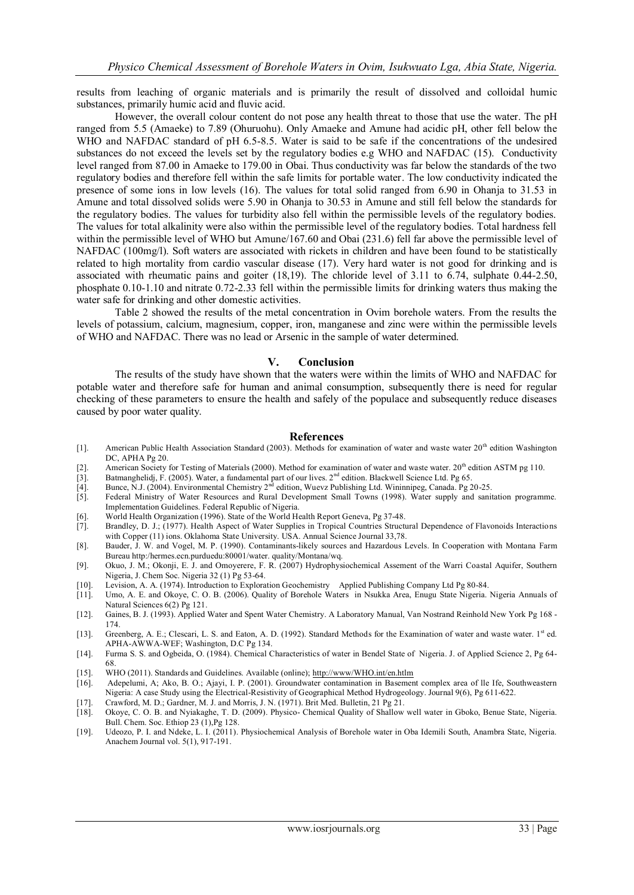results from leaching of organic materials and is primarily the result of dissolved and colloidal humic substances, primarily humic acid and fluvic acid.

However, the overall colour content do not pose any health threat to those that use the water. The pH ranged from 5.5 (Amaeke) to 7.89 (Ohuruohu). Only Amaeke and Amune had acidic pH, other fell below the WHO and NAFDAC standard of pH 6.5-8.5. Water is said to be safe if the concentrations of the undesired substances do not exceed the levels set by the regulatory bodies e.g WHO and NAFDAC (15). Conductivity level ranged from 87.00 in Amaeke to 179.00 in Obai. Thus conductivity was far below the standards of the two regulatory bodies and therefore fell within the safe limits for portable water. The low conductivity indicated the presence of some ions in low levels (16). The values for total solid ranged from 6.90 in Ohanja to 31.53 in Amune and total dissolved solids were 5.90 in Ohanja to 30.53 in Amune and still fell below the standards for the regulatory bodies. The values for turbidity also fell within the permissible levels of the regulatory bodies. The values for total alkalinity were also within the permissible level of the regulatory bodies. Total hardness fell within the permissible level of WHO but Amune/167.60 and Obai (231.6) fell far above the permissible level of NAFDAC (100mg/l). Soft waters are associated with rickets in children and have been found to be statistically related to high mortality from cardio vascular disease (17). Very hard water is not good for drinking and is associated with rheumatic pains and goiter (18,19). The chloride level of 3.11 to 6.74, sulphate 0.44-2.50, phosphate 0.10-1.10 and nitrate 0.72-2.33 fell within the permissible limits for drinking waters thus making the water safe for drinking and other domestic activities.

Table 2 showed the results of the metal concentration in Ovim borehole waters. From the results the levels of potassium, calcium, magnesium, copper, iron, manganese and zinc were within the permissible levels of WHO and NAFDAC. There was no lead or Arsenic in the sample of water determined.

## V. Conclusion

The results of the study have shown that the waters were within the limits of WHO and NAFDAC for potable water and therefore safe for human and animal consumption, subsequently there is need for regular checking of these parameters to ensure the health and safely of the populace and subsequently reduce diseases caused by poor water quality.

## References

[1]. American Public Health Association Standard (2003). Methods for examination of water and waste water 20th edition Washington DC, APHA Pg 20.

[2]. American Society for Testing of Materials (2000). Method for examination of water and waste water. 20th edition ASTM pg 110.

[3]. Batmanghelidj, F. (2005). Water, a fundamental part of our lives. 2nd edition. Blackwell Science Ltd. Pg 65.

[4]. Bunce, N.J. (2004). Environmental Chemistry 2nd edition, Wuevz Publishing Ltd. Wininnipeg, Canada. Pg 20-25.

[5]. Federal Ministry of Water Resources and Rural Development Small Towns (1998). Water supply and sanitation programme. Implementation Guidelines. Federal Republic of Nigeria.

[6]. World Health Organization (1996). State of the World Health Report Geneva, Pg 37-48.

[7]. Brandley, D. J.; (1977). Health Aspect of Water Supplies in Tropical Countries Structural Dependence of Flavonoids Interactions with Copper (11) ions. Oklahoma State University. USA. Annual Science Journal 33,78.

[8]. Bauder, J. W. and Vogel, M. P. (1990). Contaminants-likely sources and Hazardous Levels. In Cooperation with Montana Farm Bureau http:/hermes.ecn.purduedu:80001/water. quality/Montana/wq.

[9]. Okuo, J. M.; Okonji, E. J. and Omoyerere, F. R. (2007) Hydrophysiochemical Assement of the Warri Coastal Aquifer, Southern Nigeria, J. Chem Soc. Nigeria 32 (1) Pg 53-64.

[10]. Levision, A. A. (1974). Introduction to Exploration Geochemistry Applied Publishing Company Ltd Pg 80-84.

[11]. Umo, A. E. and Okoye, C. O. B. (2006). Quality of Borehole Waters in Nsukka Area, Enugu State Nigeria. Nigeria Annuals of Natural Sciences 6(2) Pg 121.

[12]. Gaines, B. J. (1993). Applied Water and Spent Water Chemistry. A Laboratory Manual, Van Nostrand Reinhold New York Pg 168 - 174.

[13]. Greenberg, A. E.; Clescari, L. S. and Eaton, A. D. (1992). Standard Methods for the Examination of water and waste water. 1st ed. APHA-AWWA-WEF; Washington, D.C Pg 134.

[14]. Furma S. S. and Ogbeida, O. (1984). Chemical Characteristics of water in Bendel State of Nigeria. J. of Applied Science 2, Pg 64-68.

[15]. WHO (2011). Standards and Guidelines. Available (online); http://www/WHO.int/en.htlm

[16]. Adepelumi, A; Ako, B. O.; Ajayi, I. P. (2001). Groundwater contamination in Basement complex area of lle Ife, Southweastern Nigeria: A case Study using the Electrical-Resistivity of Geographical Method Hydrogeology. Journal 9(6), Pg 611-622.

[17]. Crawford, M. D.; Gardner, M. J. and Morris, J. N. (1971). Brit Med. Bulletin, 21 Pg 21.

[18]. Okoye, C. O. B. and Nyiakaghe, T. D. (2009). Physico- Chemical Quality of Shallow well water in Gboko, Benue State, Nigeria. Bull. Chem. Soc. Ethiop 23 (1),Pg 128.

[19]. Udeozo, P. I. and Ndeke, L. I. (2011). Physiochemical Analysis of Borehole water in Oba Idemili South, Anambra State, Nigeria. Anachem Journal vol. 5(1), 917-191.